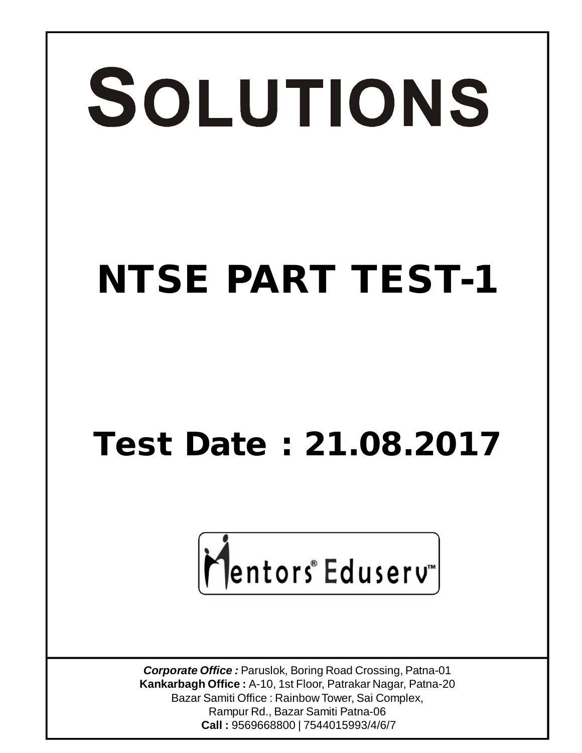# SOLUTIONS

# NTSE PART TEST-1

# Test Date : 21.08.2017

Mentors® Eduserv™

***Corporate Office :*** Paruslok, Boring Road Crossing, Patna-01
**Kankarbagh Office :** A-10, 1st Floor, Patrakar Nagar, Patna-20
Bazar Samiti Office : Rainbow Tower, Sai Complex,
Rampur Rd., Bazar Samiti Patna-06
**Call :** 9569668800 | 7544015993/4/6/7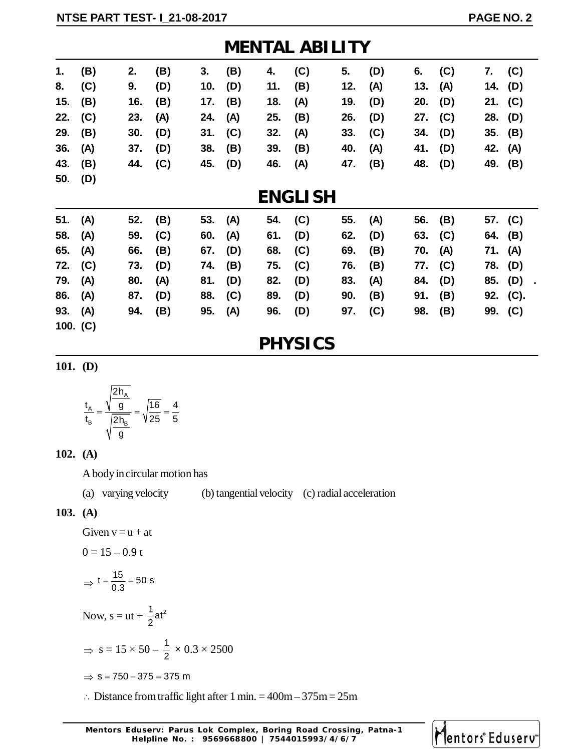# MENTAL ABILITY

| | | | | | | |
|---|---|---|---|---|---|---|
| 1. (B) | 2. (B) | 3. (B) | 4. (C) | 5. (D) | 6. (C) | 7. (C) |
| 8. (C) | 9. (D) | 10. (D) | 11. (B) | 12. (A) | 13. (A) | 14. (D) |
| 15. (B) | 16. (B) | 17. (B) | 18. (A) | 19. (D) | 20. (D) | 21. (C) |
| 22. (C) | 23. (A) | 24. (A) | 25. (B) | 26. (D) | 27. (C) | 28. (D) |
| 29. (B) | 30. (D) | 31. (C) | 32. (A) | 33. (C) | 34. (D) | 35. (B) |
| 36. (A) | 37. (D) | 38. (B) | 39. (B) | 40. (A) | 41. (D) | 42. (A) |
| 43. (B) | 44. (C) | 45. (D) | 46. (A) | 47. (B) | 48. (D) | 49. (B) |
| 50. (D) | | | | | | |

# ENGLISH

| | | | | | | |
|---|---|---|---|---|---|---|
| 51. (A) | 52. (B) | 53. (A) | 54. (C) | 55. (A) | 56. (B) | 57. (C) |
| 58. (A) | 59. (C) | 60. (A) | 61. (D) | 62. (D) | 63. (C) | 64. (B) |
| 65. (A) | 66. (B) | 67. (D) | 68. (C) | 69. (B) | 70. (A) | 71. (A) |
| 72. (C) | 73. (D) | 74. (B) | 75. (C) | 76. (B) | 77. (C) | 78. (D) |
| 79. (A) | 80. (A) | 81. (D) | 82. (D) | 83. (A) | 84. (D) | 85. (D) |
| 86. (A) | 87. (D) | 88. (C) | 89. (D) | 90. (B) | 91. (B) | 92. (C). |
| 93. (A) | 94. (B) | 95. (A) | 96. (D) | 97. (C) | 98. (B) | 99. (C) |
| 100. (C) | | | | | | |

# PHYSICS

**101. (D)**

$$\frac{t_A}{t_B} = \frac{\sqrt{\frac{2h_A}{g}}}{\sqrt{\frac{2h_B}{g}}} = \sqrt{\frac{16}{25}} = \frac{4}{5}$$

**102. (A)**

A body in circular motion has

(a) varying velocity (b) tangential velocity (c) radial acceleration

**103. (A)**

Given $v = u + at$

$0 = 15 - 0.9\ t$

$\Rightarrow t = \frac{15}{0.3} = 50\ s$

Now, $s = ut + \frac{1}{2}at^2$

$\Rightarrow s = 15 \times 50 - \frac{1}{2} \times 0.3 \times 2500$

$\Rightarrow s = 750 - 375 = 375\ m$

$\therefore$ Distance from traffic light after 1 min. = 400m – 375m = 25m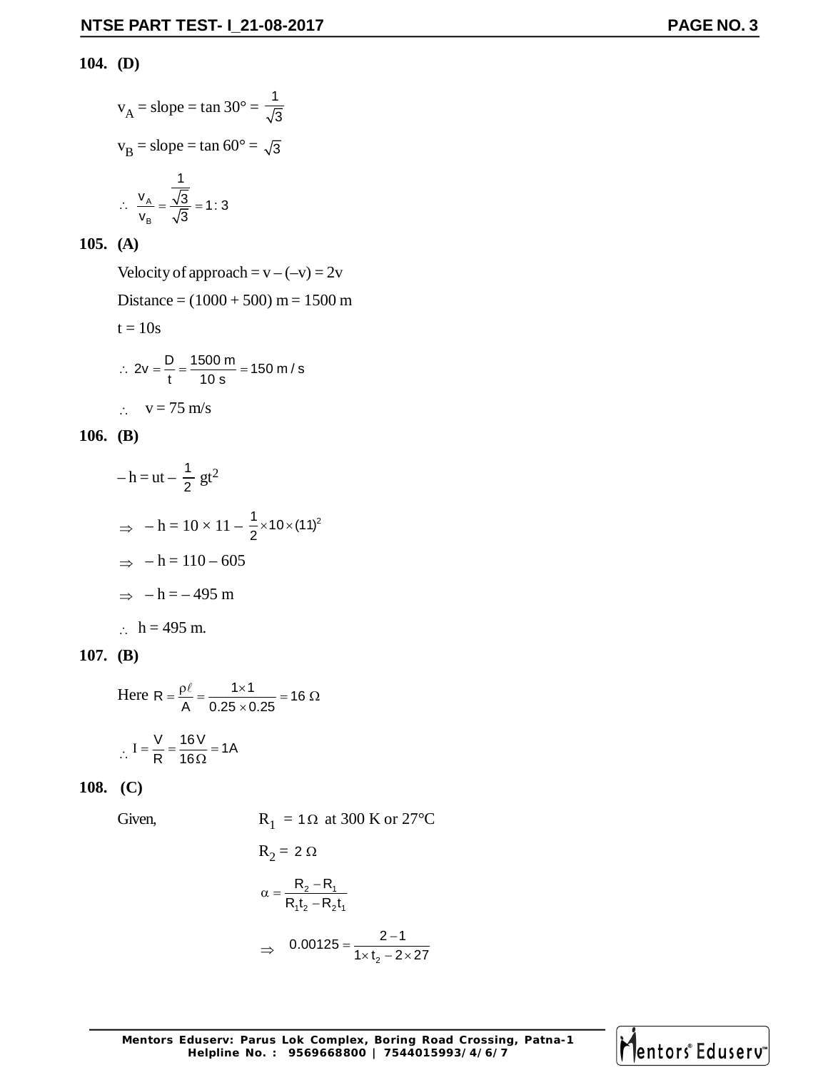**104. (D)**

$v_A$ = slope = tan 30° = $\frac{1}{\sqrt{3}}$

$v_B$ = slope = tan 60° = $\sqrt{3}$

$$\therefore \frac{v_A}{v_B} = \frac{\frac{1}{\sqrt{3}}}{\sqrt{3}} = 1:3$$

**105. (A)**

Velocity of approach = v – (–v) = 2v

Distance = (1000 + 500) m = 1500 m

t = 10s

$$\therefore 2v = \frac{D}{t} = \frac{1500 \text{ m}}{10 \text{ s}} = 150 \text{ m/s}$$

$\therefore$ v = 75 m/s

**106. (B)**

$$-h = ut - \frac{1}{2}gt^2$$

$$\Rightarrow -h = 10 \times 11 - \frac{1}{2} \times 10 \times (11)^2$$

$\Rightarrow$ – h = 110 – 605

$\Rightarrow$ – h = – 495 m

$\therefore$ h = 495 m.

**107. (B)**

Here $R = \frac{\rho\ell}{A} = \frac{1 \times 1}{0.25 \times 0.25} = 16\ \Omega$

$$\therefore I = \frac{V}{R} = \frac{16\text{V}}{16\Omega} = 1\text{A}$$

**108. (C)**

Given, $R_1 = 1\,\Omega$ at 300 K or 27°C

$R_2 = 2\,\Omega$

$$\alpha = \frac{R_2 - R_1}{R_1 t_2 - R_2 t_1}$$

$$\Rightarrow \quad 0.00125 = \frac{2-1}{1 \times t_2 - 2 \times 27}$$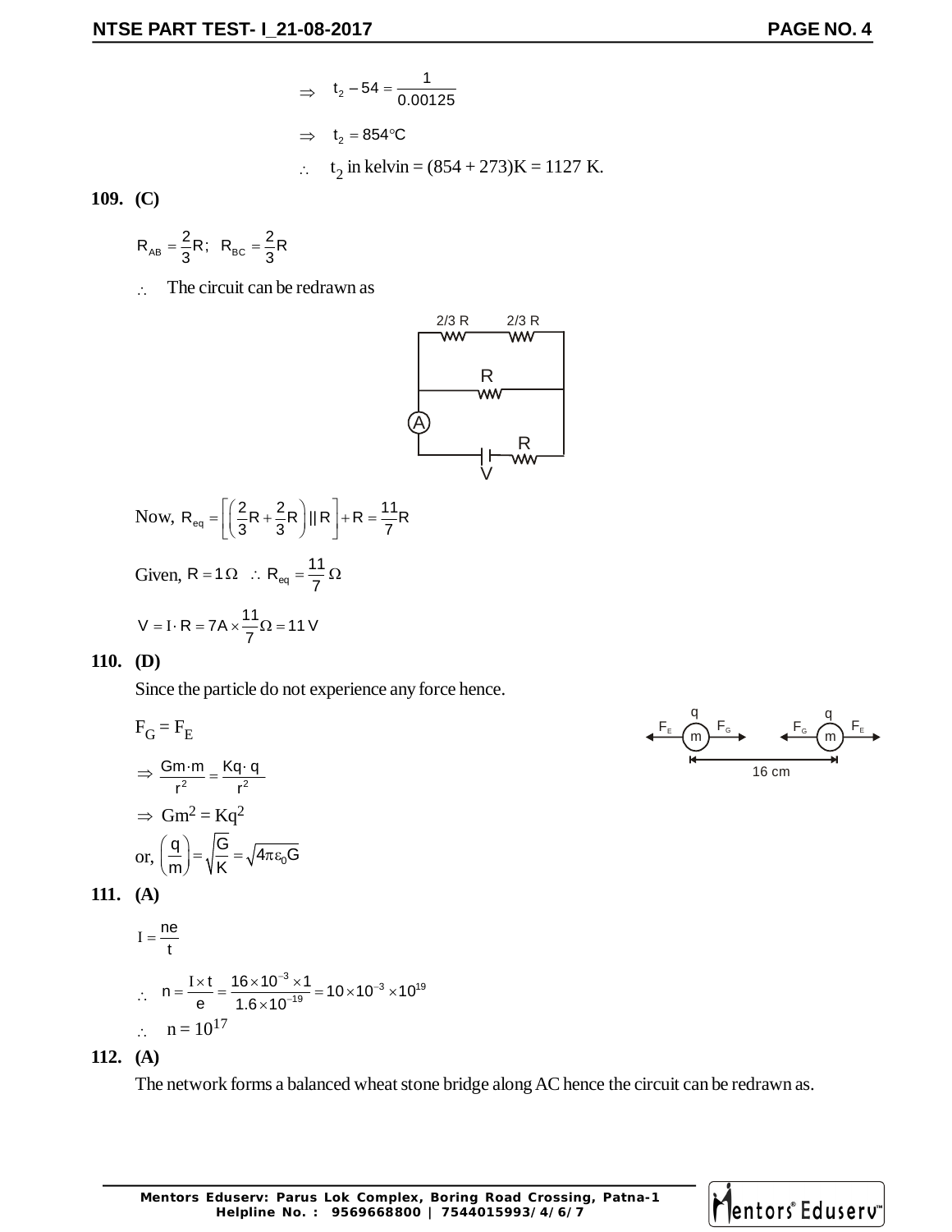$$\Rightarrow \quad t_2 - 54 = \frac{1}{0.00125}$$

$$\Rightarrow \quad t_2 = 854°C$$

$\therefore$ $t_2$ in kelvin = (854 + 273)K = 1127 K.

**109. (C)**

$R_{AB} = \frac{2}{3}R; \;\; R_{BC} = \frac{2}{3}R$

$\therefore$ The circuit can be redrawn as

Now, $R_{eq} = \left[\left(\frac{2}{3}R + \frac{2}{3}R\right) || R\right] + R = \frac{11}{7}R$

Given, $R = 1\Omega \;\; \therefore R_{eq} = \frac{11}{7}\Omega$

$V = I \cdot R = 7A \times \frac{11}{7}\Omega = 11\,V$

**110. (D)**

Since the particle do not experience any force hence.

$F_G = F_E$

$\Rightarrow \frac{Gm \cdot m}{r^2} = \frac{Kq \cdot q}{r^2}$

$\Rightarrow Gm^2 = Kq^2$

or, $\left(\frac{q}{m}\right) = \sqrt{\frac{G}{K}} = \sqrt{4\pi\varepsilon_0 G}$

**111. (A)**

$I = \frac{ne}{t}$

$\therefore \;\; n = \frac{I \times t}{e} = \frac{16 \times 10^{-3} \times 1}{1.6 \times 10^{-19}} = 10 \times 10^{-3} \times 10^{19}$

$\therefore \;\; n = 10^{17}$

**112. (A)**

The network forms a balanced wheat stone bridge along AC hence the circuit can be redrawn as.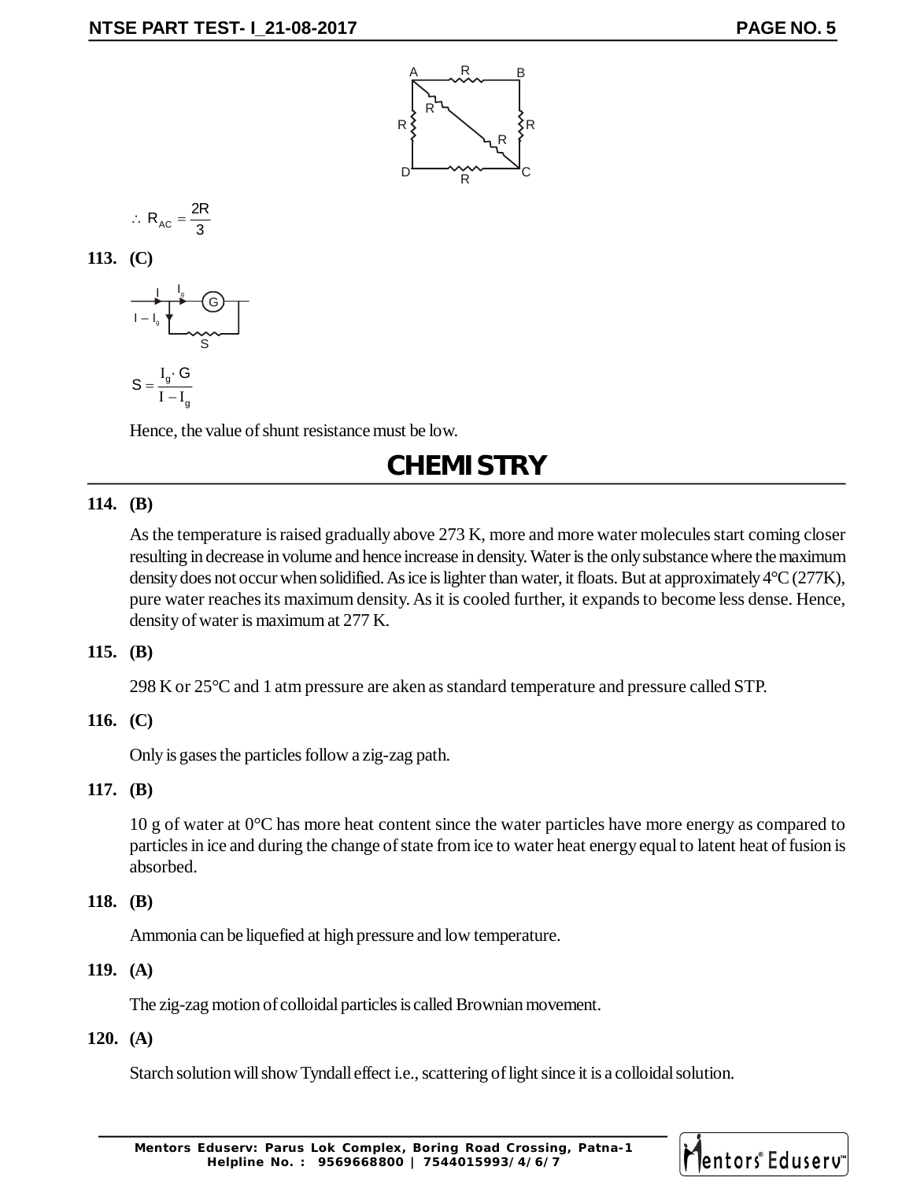$$\therefore R_{AC} = \frac{2R}{3}$$

**113. (C)**

$$S = \frac{I_g \cdot G}{I - I_g}$$

Hence, the value of shunt resistance must be low.

# CHEMISTRY

**114. (B)**

As the temperature is raised gradually above 273 K, more and more water molecules start coming closer resulting in decrease in volume and hence increase in density. Water is the only substance where the maximum density does not occur when solidified. As ice is lighter than water, it floats. But at approximately 4°C (277K), pure water reaches its maximum density. As it is cooled further, it expands to become less dense. Hence, density of water is maximum at 277 K.

**115. (B)**

298 K or 25°C and 1 atm pressure are aken as standard temperature and pressure called STP.

**116. (C)**

Only is gases the particles follow a zig-zag path.

**117. (B)**

10 g of water at 0°C has more heat content since the water particles have more energy as compared to particles in ice and during the change of state from ice to water heat energy equal to latent heat of fusion is absorbed.

**118. (B)**

Ammonia can be liquefied at high pressure and low temperature.

**119. (A)**

The zig-zag motion of colloidal particles is called Brownian movement.

**120. (A)**

Starch solution will show Tyndall effect i.e., scattering of light since it is a colloidal solution.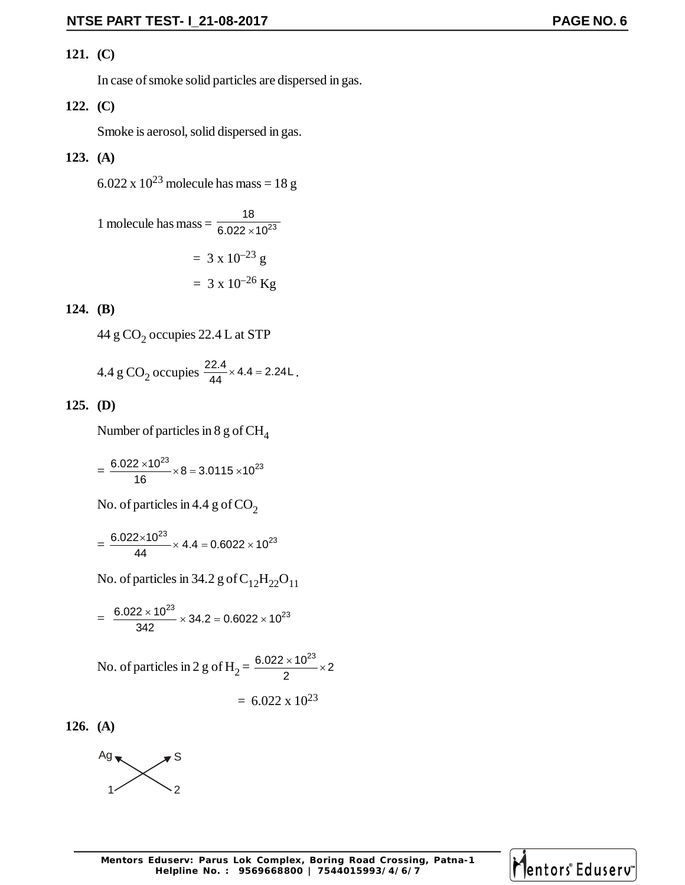**121. (C)**

In case of smoke solid particles are dispersed in gas.

**122. (C)**

Smoke is aerosol, solid dispersed in gas.

**123. (A)**

$6.022 \times 10^{23}$ molecule has mass = 18 g

1 molecule has mass = $\frac{18}{6.022 \times 10^{23}}$

$= 3 \times 10^{-23}$ g

$= 3 \times 10^{-26}$ Kg

**124. (B)**

44 g $CO_2$ occupies 22.4 L at STP

4.4 g $CO_2$ occupies $\frac{22.4}{44} \times 4.4 = 2.24\text{L}$.

**125. (D)**

Number of particles in 8 g of $CH_4$

$= \frac{6.022 \times 10^{23}}{16} \times 8 = 3.0115 \times 10^{23}$

No. of particles in 4.4 g of $CO_2$

$= \frac{6.022 \times 10^{23}}{44} \times 4.4 = 0.6022 \times 10^{23}$

No. of particles in 34.2 g of $C_{12}H_{22}O_{11}$

$= \frac{6.022 \times 10^{23}}{342} \times 34.2 = 0.6022 \times 10^{23}$

No. of particles in 2 g of $H_2$ = $\frac{6.022 \times 10^{23}}{2} \times 2$

$= 6.022 \times 10^{23}$

**126. (A)**

Ag ↖ ↗ S

1 ↗ ↖ 2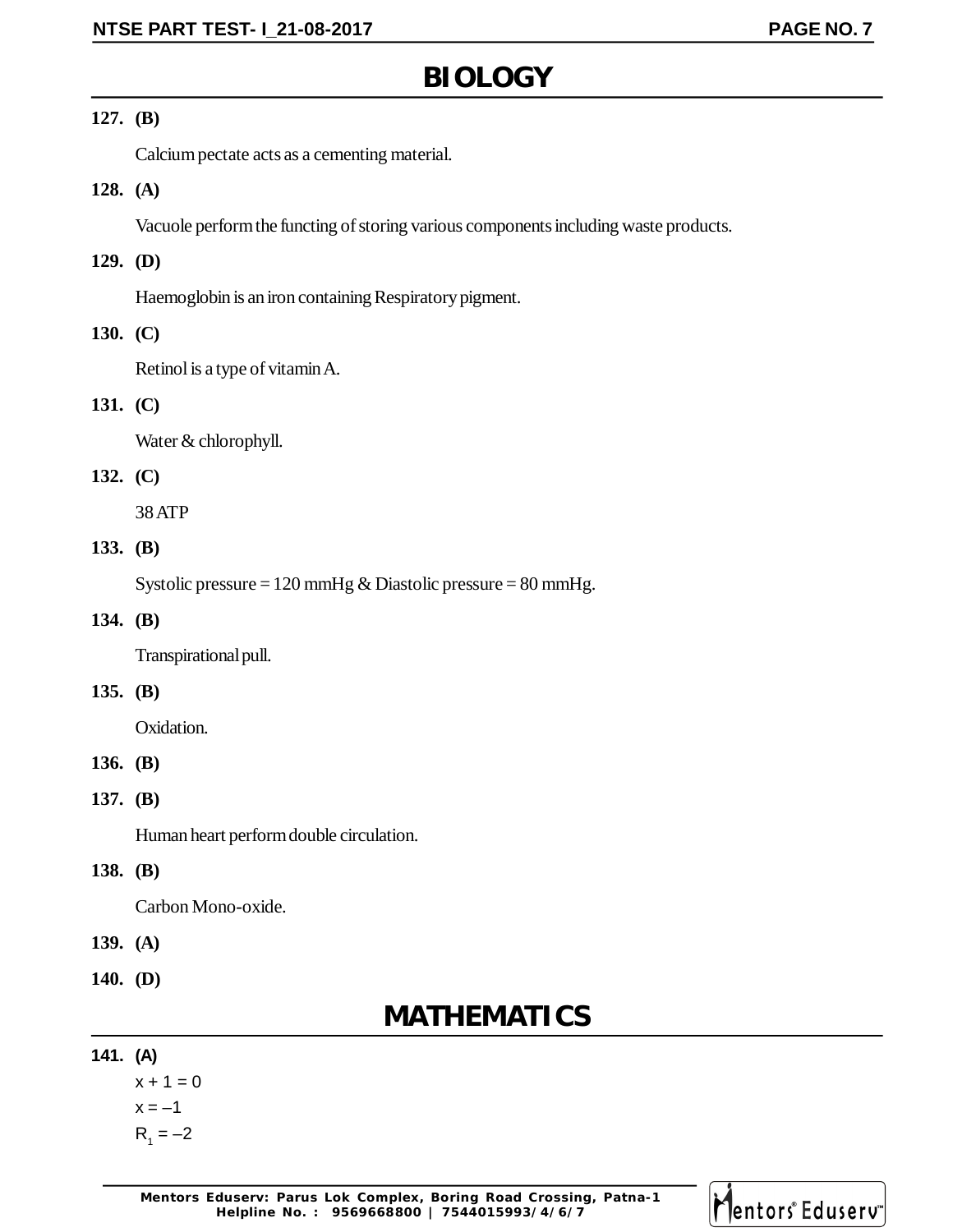# BIOLOGY

**127. (B)**

Calcium pectate acts as a cementing material.

**128. (A)**

Vacuole perform the functing of storing various components including waste products.

**129. (D)**

Haemoglobin is an iron containing Respiratory pigment.

**130. (C)**

Retinol is a type of vitamin A.

**131. (C)**

Water & chlorophyll.

**132. (C)**

38 ATP

**133. (B)**

Systolic pressure = 120 mmHg & Diastolic pressure = 80 mmHg.

**134. (B)**

Transpirational pull.

**135. (B)**

Oxidation.

**136. (B)**

**137. (B)**

Human heart perform double circulation.

**138. (B)**

Carbon Mono-oxide.

**139. (A)**

**140. (D)**

# MATHEMATICS

**141. (A)**

$x + 1 = 0$

$x = -1$

$R_1 = -2$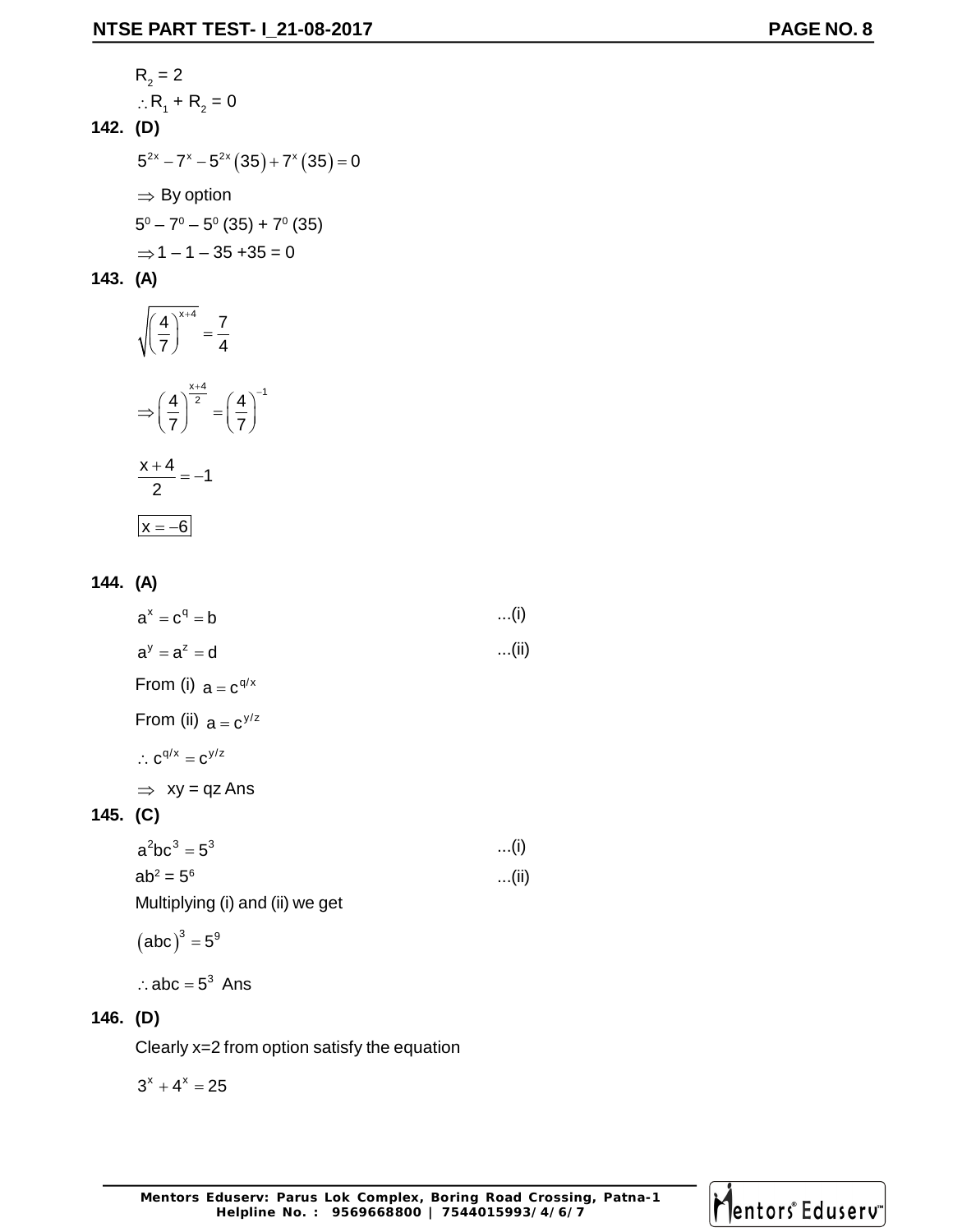$R_2 = 2$

$\therefore R_1 + R_2 = 0$

**142. (D)**

$5^{2x} - 7^x - 5^{2x}(35) + 7^x(35) = 0$

$\Rightarrow$ By option

$5^0 - 7^0 - 5^0 (35) + 7^0 (35)$

$\Rightarrow 1 - 1 - 35 + 35 = 0$

**143. (A)**

$$\sqrt{\left(\frac{4}{7}\right)^{x+4}} = \frac{7}{4}$$

$$\Rightarrow \left(\frac{4}{7}\right)^{\frac{x+4}{2}} = \left(\frac{4}{7}\right)^{-1}$$

$$\frac{x+4}{2} = -1$$

$$\boxed{x = -6}$$

**144. (A)**

$a^x = c^q = b$ ...(i)

$a^y = a^z = d$ ...(ii)

From (i) $a = c^{q/x}$

From (ii) $a = c^{y/z}$

$\therefore c^{q/x} = c^{y/z}$

$\Rightarrow$ xy = qz Ans

**145. (C)**

$a^2bc^3 = 5^3$ ...(i)

$ab^2 = 5^6$ ...(ii)

Multiplying (i) and (ii) we get

$(abc)^3 = 5^9$

$\therefore abc = 5^3$ Ans

**146. (D)**

Clearly x=2 from option satisfy the equation

$3^x + 4^x = 25$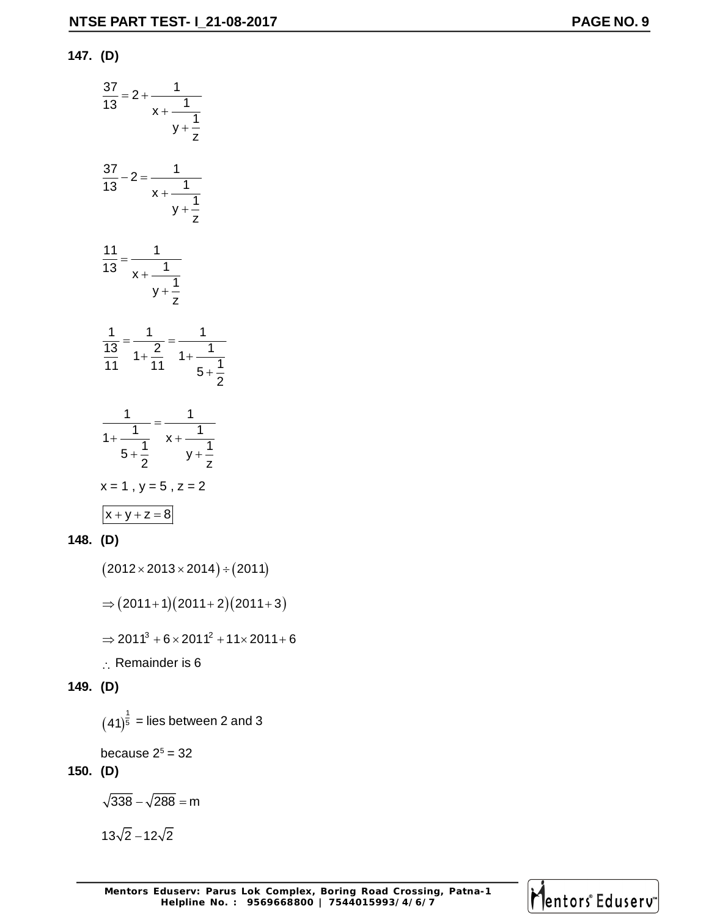**147. (D)**

$$\frac{37}{13} = 2 + \frac{1}{x + \frac{1}{y + \frac{1}{z}}}$$

$$\frac{37}{13} - 2 = \frac{1}{x + \frac{1}{y + \frac{1}{z}}}$$

$$\frac{11}{13} = \frac{1}{x + \frac{1}{y + \frac{1}{z}}}$$

$$\frac{1}{\frac{13}{11}} = \frac{1}{1 + \frac{2}{11}} = \frac{1}{1 + \frac{1}{5 + \frac{1}{2}}}$$

$$\frac{1}{1 + \frac{1}{5 + \frac{1}{2}}} = \frac{1}{x + \frac{1}{y + \frac{1}{z}}}$$

$x = 1$ , $y = 5$ , $z = 2$

$$\boxed{x + y + z = 8}$$

**148. (D)**

$(2012 \times 2013 \times 2014) \div (2011)$

$\Rightarrow (2011 + 1)(2011 + 2)(2011 + 3)$

$\Rightarrow 2011^3 + 6 \times 2011^2 + 11 \times 2011 + 6$

$\therefore$ Remainder is 6

**149. (D)**

$(41)^{\frac{1}{5}}$ = lies between 2 and 3

because $2^5 = 32$

**150. (D)**

$\sqrt{338} - \sqrt{288} = m$

$13\sqrt{2} - 12\sqrt{2}$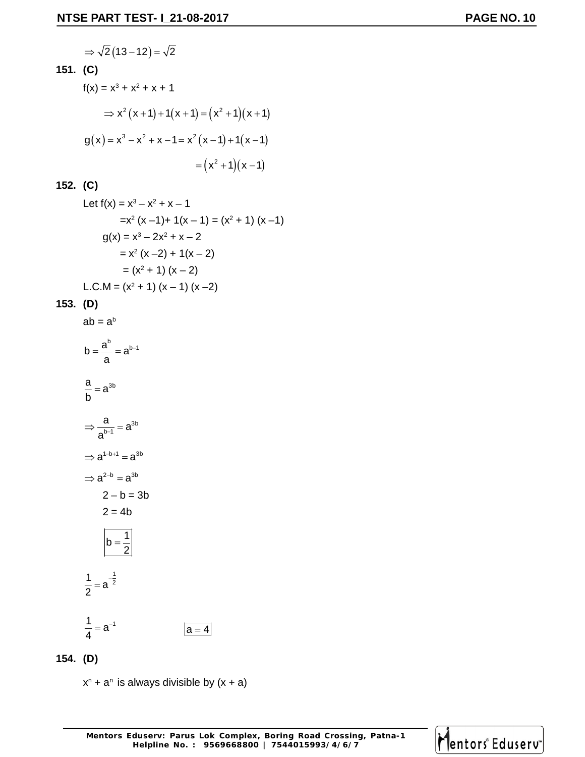$$\Rightarrow \sqrt{2}(13-12) = \sqrt{2}$$

**151. (C)**

f(x) = $x^3 + x^2 + x + 1$

$$\Rightarrow x^2(x+1) + 1(x+1) = (x^2+1)(x+1)$$

$$g(x) = x^3 - x^2 + x - 1 = x^2(x-1) + 1(x-1)$$

$$= (x^2+1)(x-1)$$

**152. (C)**

Let f(x) = $x^3 - x^2 + x - 1$

$= x^2(x-1) + 1(x-1) = (x^2+1)(x-1)$

g(x) = $x^3 - 2x^2 + x - 2$

$= x^2(x-2) + 1(x-2)$

$= (x^2+1)(x-2)$

L.C.M = $(x^2+1)(x-1)(x-2)$

**153. (D)**

$ab = a^b$

$$b = \frac{a^b}{a} = a^{b-1}$$

$$\frac{a}{b} = a^{3b}$$

$$\Rightarrow \frac{a}{a^{b-1}} = a^{3b}$$

$$\Rightarrow a^{1-b+1} = a^{3b}$$

$$\Rightarrow a^{2-b} = a^{3b}$$

$2 - b = 3b$

$2 = 4b$

$$\boxed{b = \frac{1}{2}}$$

$$\frac{1}{2} = a^{-\frac{1}{2}}$$

$$\frac{1}{4} = a^{-1} \qquad \boxed{a = 4}$$

**154. (D)**

$x^n + a^n$ is always divisible by $(x + a)$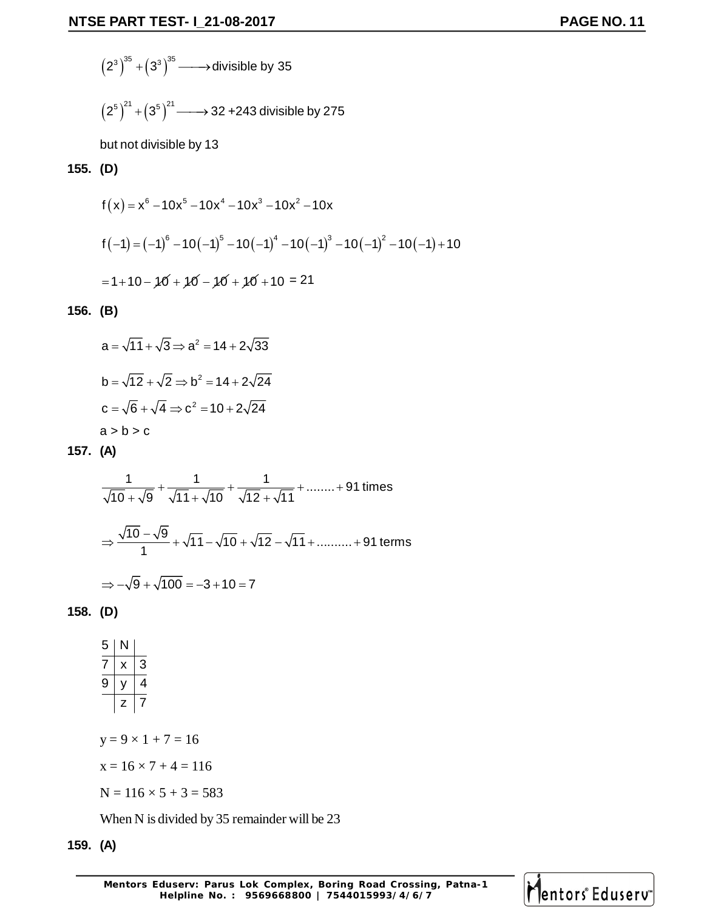$\left(2^3\right)^{35} + \left(3^3\right)^{35} \longrightarrow$ divisible by 35

$\left(2^5\right)^{21} + \left(3^5\right)^{21} \longrightarrow$ 32 +243 divisible by 275

but not divisible by 13

**155. (D)**

$$f(x) = x^6 - 10x^5 - 10x^4 - 10x^3 - 10x^2 - 10x$$

$$f(-1) = (-1)^6 - 10(-1)^5 - 10(-1)^4 - 10(-1)^3 - 10(-1)^2 - 10(-1) + 10$$

$$= 1 + 10 - \cancel{10} + \cancel{10} - \cancel{10} + \cancel{10} + 10 = 21$$

**156. (B)**

$$a = \sqrt{11} + \sqrt{3} \Rightarrow a^2 = 14 + 2\sqrt{33}$$

$$b = \sqrt{12} + \sqrt{2} \Rightarrow b^2 = 14 + 2\sqrt{24}$$

$$c = \sqrt{6} + \sqrt{4} \Rightarrow c^2 = 10 + 2\sqrt{24}$$

a > b > c

**157. (A)**

$$\frac{1}{\sqrt{10}+\sqrt{9}} + \frac{1}{\sqrt{11}+\sqrt{10}} + \frac{1}{\sqrt{12}+\sqrt{11}} + \text{........} + 91 \text{ times}$$

$$\Rightarrow \frac{\sqrt{10}-\sqrt{9}}{1} + \sqrt{11} - \sqrt{10} + \sqrt{12} - \sqrt{11} + \text{..........} + 91 \text{ terms}$$

$$\Rightarrow -\sqrt{9} + \sqrt{100} = -3 + 10 = 7$$

**158. (D)**

| | | |
|---|---|---|
| 5 | N | |
| 7 | x | 3 |
| 9 | y | 4 |
| | z | 7 |

$y = 9 \times 1 + 7 = 16$

$x = 16 \times 7 + 4 = 116$

$N = 116 \times 5 + 3 = 583$

When N is divided by 35 remainder will be 23

**159. (A)**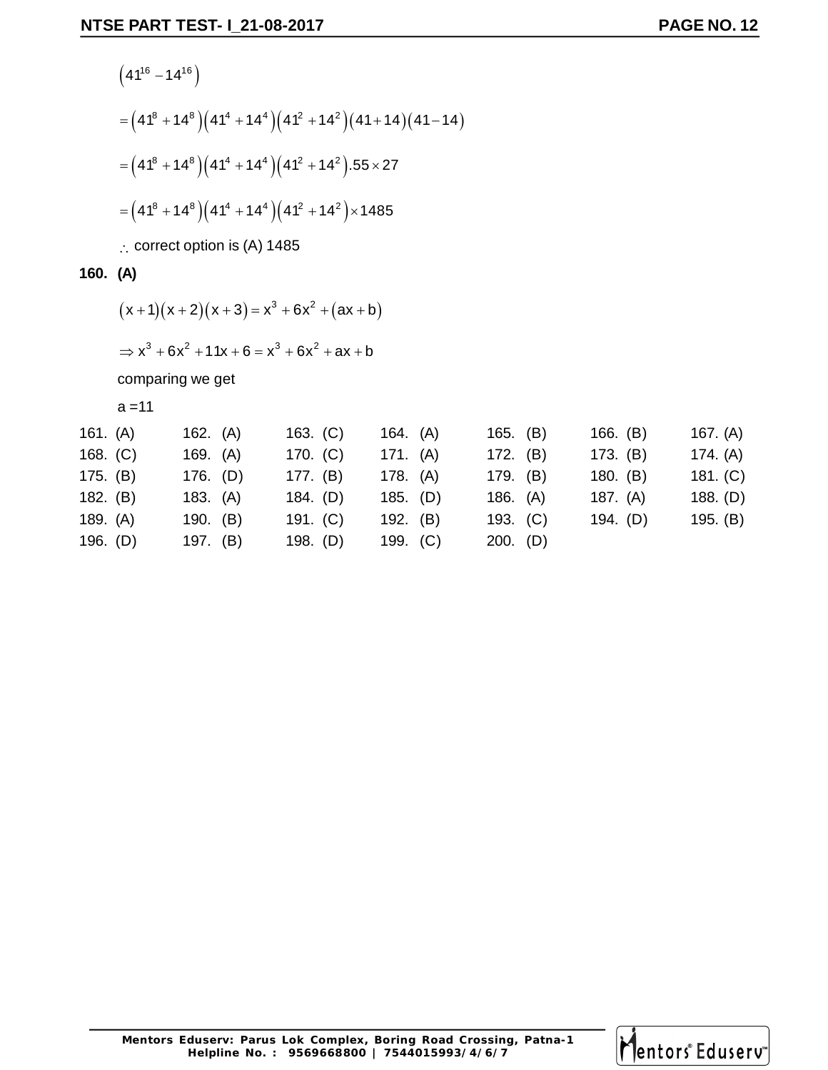$$\left(41^{16} - 14^{16}\right)$$

$$= \left(41^8 + 14^8\right)\left(41^4 + 14^4\right)\left(41^2 + 14^2\right)\left(41 + 14\right)\left(41 - 14\right)$$

$$= \left(41^8 + 14^8\right)\left(41^4 + 14^4\right)\left(41^2 + 14^2\right).55 \times 27$$

$$= \left(41^8 + 14^8\right)\left(41^4 + 14^4\right)\left(41^2 + 14^2\right) \times 1485$$

$\therefore$ correct option is (A) 1485

**160. (A)**

$$\left(x + 1\right)\left(x + 2\right)\left(x + 3\right) = x^3 + 6x^2 + \left(ax + b\right)$$

$$\Rightarrow x^3 + 6x^2 + 11x + 6 = x^3 + 6x^2 + ax + b$$

comparing we get

a =11

| | | | | | | |
|---|---|---|---|---|---|---|
| 161. (A) | 162. (A) | 163. (C) | 164. (A) | 165. (B) | 166. (B) | 167. (A) |
| 168. (C) | 169. (A) | 170. (C) | 171. (A) | 172. (B) | 173. (B) | 174. (A) |
| 175. (B) | 176. (D) | 177. (B) | 178. (A) | 179. (B) | 180. (B) | 181. (C) |
| 182. (B) | 183. (A) | 184. (D) | 185. (D) | 186. (A) | 187. (A) | 188. (D) |
| 189. (A) | 190. (B) | 191. (C) | 192. (B) | 193. (C) | 194. (D) | 195. (B) |
| 196. (D) | 197. (B) | 198. (D) | 199. (C) | 200. (D) | | |